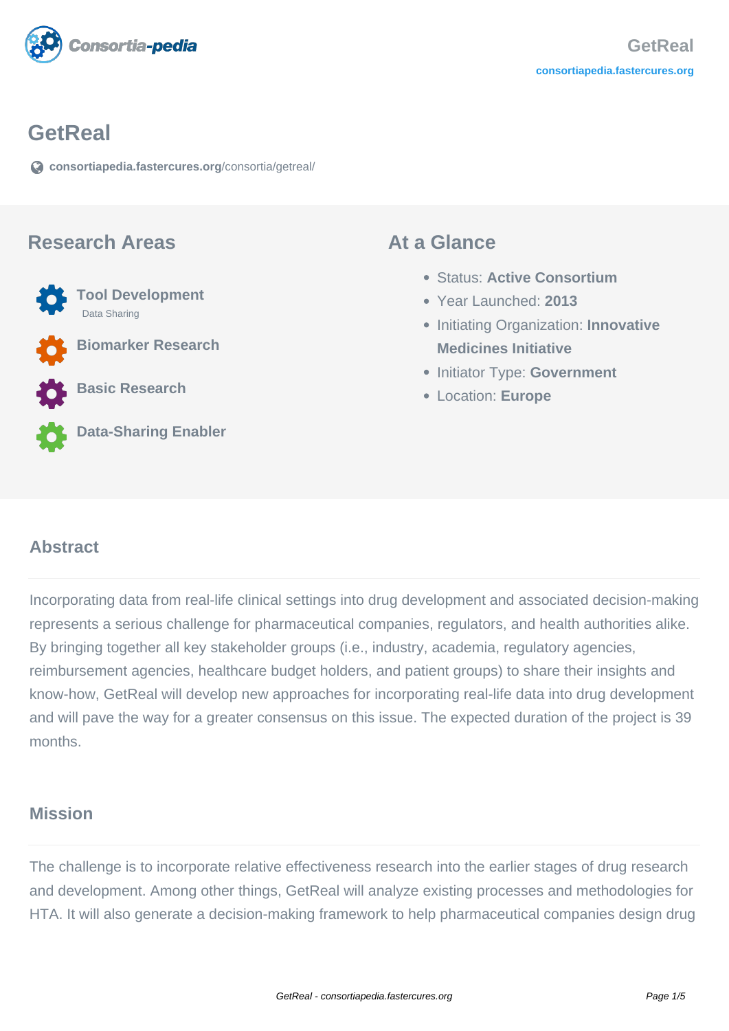# GetReal

consortiapedia.fastercures.org/consortia/getreal/

## Research Areas

- **Tool Development**
  - Data Sharing
- **Biomarker Research**
- **Basic Research**
- **Data-Sharing Enabler**

## At a Glance

- Status: **Active Consortium**
- Year Launched: **2013**
- Initiating Organization: **Innovative Medicines Initiative**
- Initiator Type: **Government**
- Location: **Europe**

### Abstract

Incorporating data from real-life clinical settings into drug development and associated decision-making represents a serious challenge for pharmaceutical companies, regulators, and health authorities alike. By bringing together all key stakeholder groups (i.e., industry, academia, regulatory agencies, reimbursement agencies, healthcare budget holders, and patient groups) to share their insights and know-how, GetReal will develop new approaches for incorporating real-life data into drug development and will pave the way for a greater consensus on this issue. The expected duration of the project is 39 months.

### Mission

The challenge is to incorporate relative effectiveness research into the earlier stages of drug research and development. Among other things, GetReal will analyze existing processes and methodologies for HTA. It will also generate a decision-making framework to help pharmaceutical companies design drug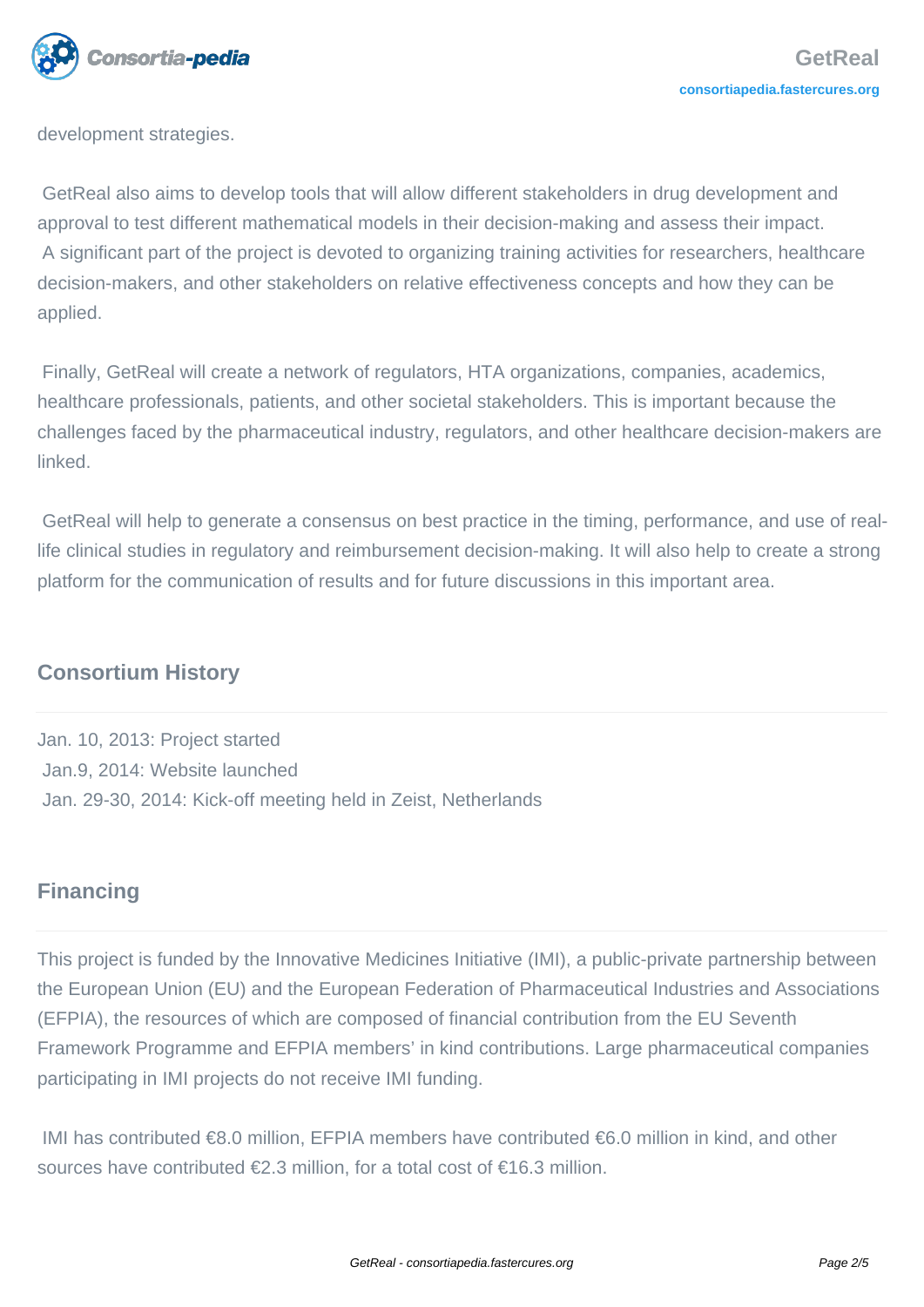development strategies.

GetReal also aims to develop tools that will allow different stakeholders in drug development and approval to test different mathematical models in their decision-making and assess their impact. A significant part of the project is devoted to organizing training activities for researchers, healthcare decision-makers, and other stakeholders on relative effectiveness concepts and how they can be applied.

Finally, GetReal will create a network of regulators, HTA organizations, companies, academics, healthcare professionals, patients, and other societal stakeholders. This is important because the challenges faced by the pharmaceutical industry, regulators, and other healthcare decision-makers are linked.

GetReal will help to generate a consensus on best practice in the timing, performance, and use of real-life clinical studies in regulatory and reimbursement decision-making. It will also help to create a strong platform for the communication of results and for future discussions in this important area.

## Consortium History

Jan. 10, 2013: Project started
Jan.9, 2014: Website launched
Jan. 29-30, 2014: Kick-off meeting held in Zeist, Netherlands

## Financing

This project is funded by the Innovative Medicines Initiative (IMI), a public-private partnership between the European Union (EU) and the European Federation of Pharmaceutical Industries and Associations (EFPIA), the resources of which are composed of financial contribution from the EU Seventh Framework Programme and EFPIA members' in kind contributions. Large pharmaceutical companies participating in IMI projects do not receive IMI funding.

IMI has contributed €8.0 million, EFPIA members have contributed €6.0 million in kind, and other sources have contributed €2.3 million, for a total cost of €16.3 million.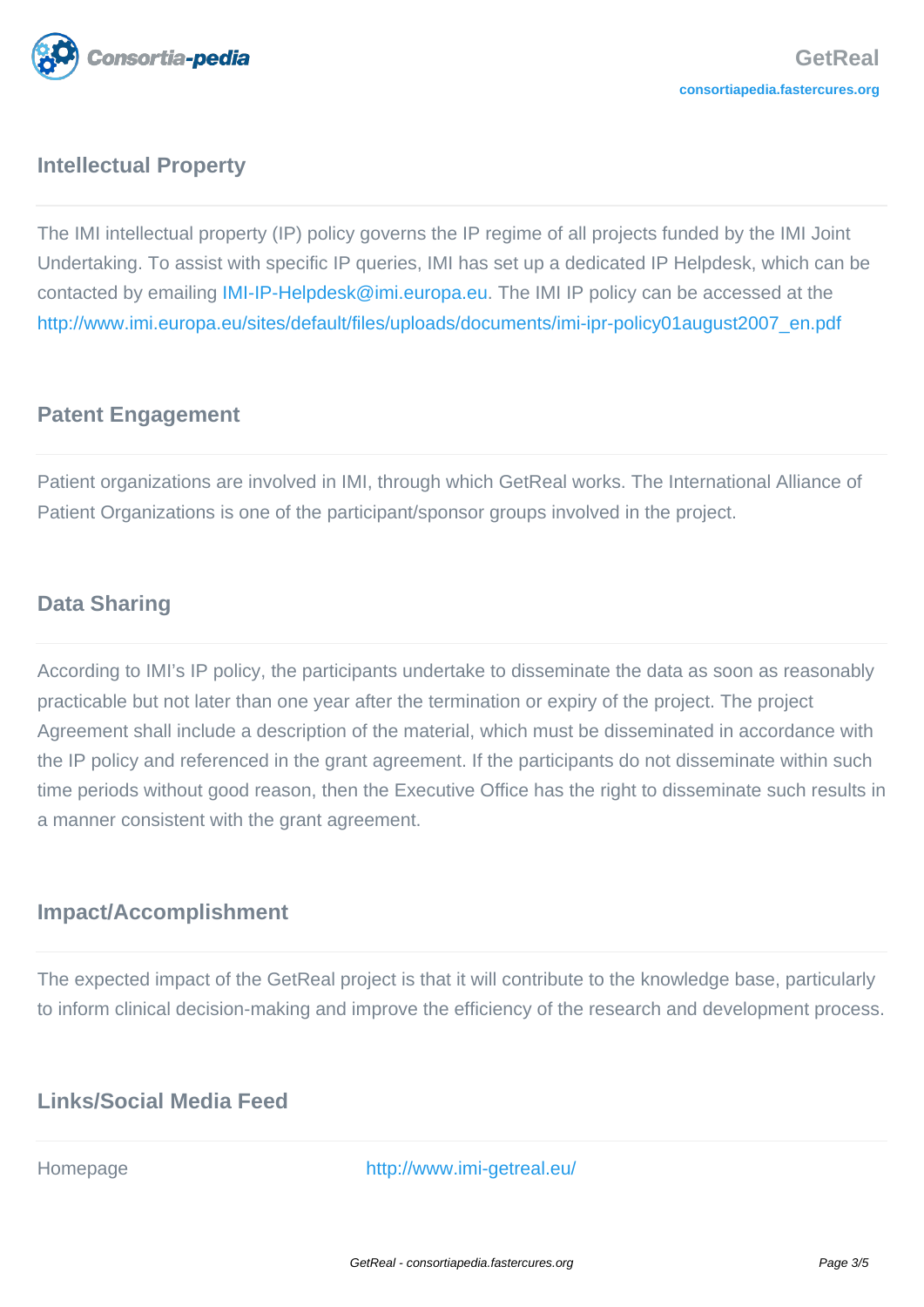## Intellectual Property

The IMI intellectual property (IP) policy governs the IP regime of all projects funded by the IMI Joint Undertaking. To assist with specific IP queries, IMI has set up a dedicated IP Helpdesk, which can be contacted by emailing IMI-IP-Helpdesk@imi.europa.eu. The IMI IP policy can be accessed at the http://www.imi.europa.eu/sites/default/files/uploads/documents/imi-ipr-policy01august2007_en.pdf

## Patent Engagement

Patient organizations are involved in IMI, through which GetReal works. The International Alliance of Patient Organizations is one of the participant/sponsor groups involved in the project.

## Data Sharing

According to IMI's IP policy, the participants undertake to disseminate the data as soon as reasonably practicable but not later than one year after the termination or expiry of the project. The project Agreement shall include a description of the material, which must be disseminated in accordance with the IP policy and referenced in the grant agreement. If the participants do not disseminate within such time periods without good reason, then the Executive Office has the right to disseminate such results in a manner consistent with the grant agreement.

## Impact/Accomplishment

The expected impact of the GetReal project is that it will contribute to the knowledge base, particularly to inform clinical decision-making and improve the efficiency of the research and development process.

## Links/Social Media Feed

| Homepage | http://www.imi-getreal.eu/ |
| --- | --- |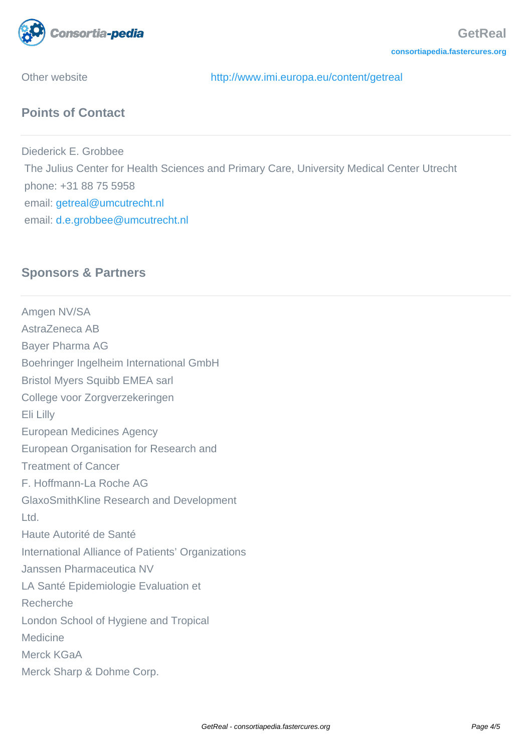Other website http://www.imi.europa.eu/content/getreal

## Points of Contact

Diederick E. Grobbee
The Julius Center for Health Sciences and Primary Care, University Medical Center Utrecht
phone: +31 88 75 5958
email: getreal@umcutrecht.nl
email: d.e.grobbee@umcutrecht.nl

## Sponsors & Partners

Amgen NV/SA
AstraZeneca AB
Bayer Pharma AG
Boehringer Ingelheim International GmbH
Bristol Myers Squibb EMEA sarl
College voor Zorgverzekeringen
Eli Lilly
European Medicines Agency
European Organisation for Research and Treatment of Cancer
F. Hoffmann-La Roche AG
GlaxoSmithKline Research and Development Ltd.
Haute Autorité de Santé
International Alliance of Patients' Organizations
Janssen Pharmaceutica NV
LA Santé Epidemiologie Evaluation et Recherche
London School of Hygiene and Tropical Medicine
Merck KGaA
Merck Sharp & Dohme Corp.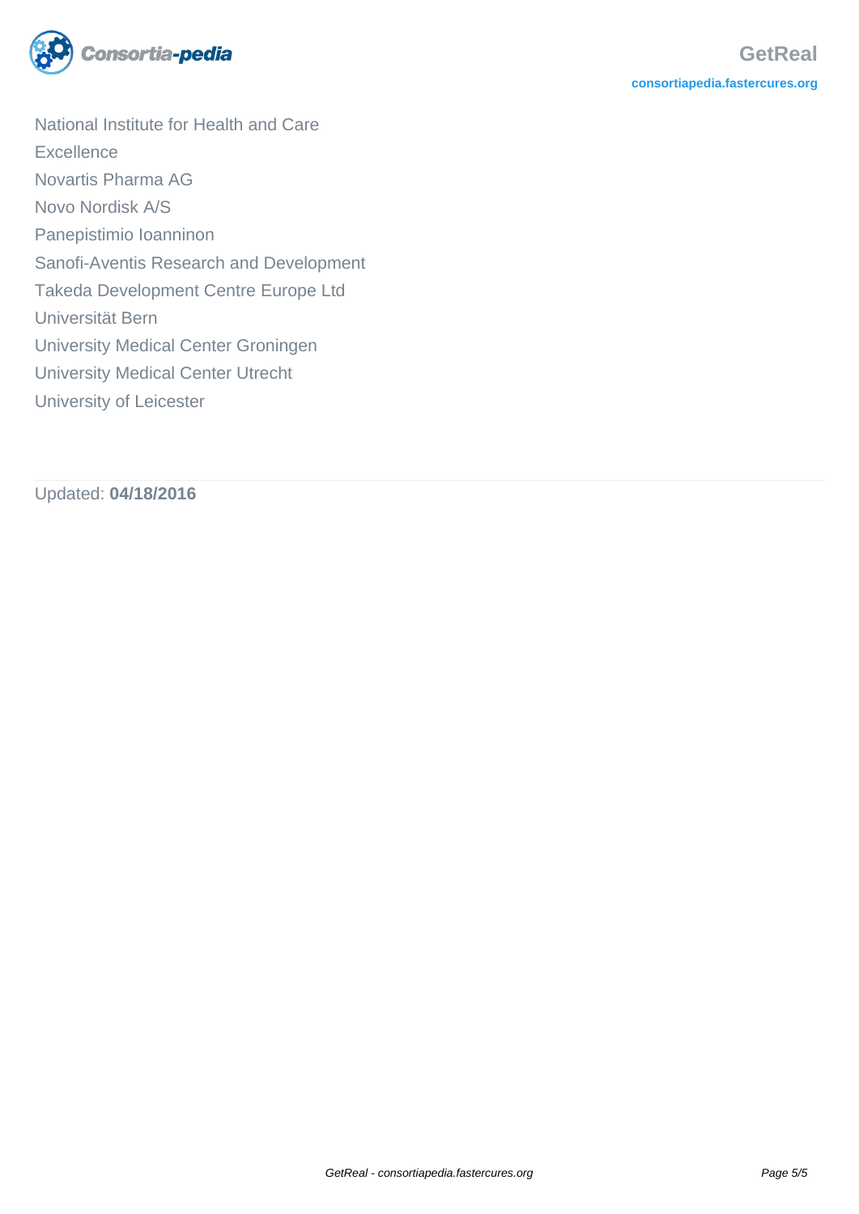National Institute for Health and Care Excellence
Novartis Pharma AG
Novo Nordisk A/S
Panepistimio Ioanninon
Sanofi-Aventis Research and Development
Takeda Development Centre Europe Ltd
Universität Bern
University Medical Center Groningen
University Medical Center Utrecht
University of Leicester

Updated: **04/18/2016**